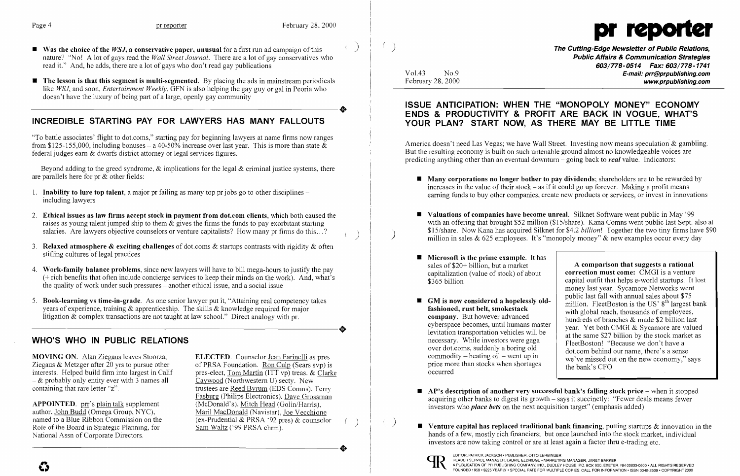- **Was the choice of the *WSJ*, a conservative paper, unusual** for a first run ad campaign of this nature? "No! A lot of gays read the *Wall Street Journal*. There are a lot of gay conservatives who read it." And, he adds, there are a lot of gays who don't read gay publications

- **The lesson is that this segment is multi-segmented**. By placing the ads in mainstream periodicals like *WSJ*, and soon, *Entertainment Weekly*, GFN is also helping the gay guy or gal in Peoria who doesn't have the luxury of being part of a large, openly gay community

## INCREDIBLE STARTING PAY FOR LAWYERS HAS MANY FALLOUTS

"To battle associates' flight to dot.coms," starting pay for beginning lawyers at name firms now ranges from $125-155,000, including bonuses – a 40-50% increase over last year. This is more than state & federal judges earn & dwarfs district attorney or legal services figures.

Beyond adding to the greed syndrome, & implications for the legal & criminal justice systems, there are parallels here for pr & other fields:

1. **Inability to lure top talent**, a major pr failing as many top pr jobs go to other disciplines – including lawyers

2. **Ethical issues as law firms accept stock in payment from dot.com clients**, which both caused the raises as young talent jumped ship to them & gives the firms the funds to pay exorbitant starting salaries. Are lawyers objective counselors or venture capitalists? How many pr firms do this...?

3. **Relaxed atmosphere & exciting challenges** of dot.coms & startups contrasts with rigidity & often stifling cultures of legal practices

4. **Work-family balance problems**, since new lawyers will have to bill mega-hours to justify the pay (+ rich benefits that often include concierge services to keep their minds on the work). And, what's the quality of work under such pressures – another ethical issue, and a social issue

5. **Book-learning vs time-in-grade**. As one senior lawyer put it, "Attaining real competency takes years of experience, training & apprenticeship. The skills & knowledge required for major litigation & complex transactions are not taught at law school." Direct analogy with pr.

## WHO'S WHO IN PUBLIC RELATIONS

**MOVING ON**. Alan Ziegaus leaves Stoorza, Ziegaus & Metzger after 20 yrs to pursue other interests. Helped build firm into largest in Calif – & probably only entity ever with 3 names all containing that rare letter "z".

**APPOINTED**. prr's plain talk supplement author, John Budd (Omega Group, NYC), named to a Blue Ribbon Commission on the Role of the Board in Strategic Planning, for National Assn of Corporate Directors.

**ELECTED**. Counselor Jean Farinelli as pres of PRSA Foundation. Ron Culp (Sears svp) is pres-elect, Tom Martin (ITT vp) treas. & Clarke Caywood (Northwestern U) secty. New trustees are Reed Byrum (EDS Comns), Terry Fasburg (Philips Electronics), Dave Grossman (McDonald's), Mitch Head (Golin/Harris), Maril MacDonald (Navistar), Joe Vecchione (ex-Prudential & PRSA '92 pres) & counselor Sam Waltz ('99 PRSA chrm).

# pr reporter

**The Cutting-Edge Newsletter of Public Relations, Public Affairs & Communication Strategies**
**603/778-0514 Fax: 603/778-1741**
**E-mail: prr@prpublishing.com**
**www.prpublishing.com**

Vol.43 No.9
February 28, 2000

## ISSUE ANTICIPATION: WHEN THE "MONOPOLY MONEY" ECONOMY ENDS & PRODUCTIVITY & PROFIT ARE BACK IN VOGUE, WHAT'S YOUR PLAN? START NOW, AS THERE MAY BE LITTLE TIME

America doesn't need Las Vegas; we have Wall Street. Investing now means speculation & gambling. But the resulting economy is built on such untenable ground almost no knowledgeable voices are predicting anything other than an eventual downturn – going back to ***real*** value. Indicators:

- **Many corporations no longer bother to pay dividends**; shareholders are to be rewarded by increases in the value of their stock – as if it could go up forever. Making a profit means earning funds to buy other companies, create new products or services, or invest in innovations

- **Valuations of companies have become unreal**. Silknet Software went public in May '99 with an offering that brought $52 million ($15/share). Kana Comns went public last Sept. also at $15/share. Now Kana has acquired Silknet for $4.2 *billion*! Together the two tiny firms have $90 million in sales & 625 employees. It's "monopoly money" & new examples occur every day

- **Microsoft is the prime example**. It has sales of $20+ billion, but a market capitalization (value of stock) of about $365 billion

- **GM is now considered a hopelessly old-fashioned, rust belt, smokestack company**. But however advanced cyberspace becomes, until humans master levitation transportation vehicles will be necessary. While investors were gaga over dot.coms, suddenly a boring old commodity – heating oil – went up in price more than stocks when shortages occurred

**A comparison that suggests a rational correction must come:** CMGI is a venture capital outfit that helps e-world startups. It lost money last year. Sycamore Networks went public last fall with annual sales about $75 million. FleetBoston is the US' 8th largest bank with global reach, thousands of employees, hundreds of branches & made $2 billion last year. Yet both CMGI & Sycamore are valued at the same $27 billion by the stock market as FleetBoston! "Because we don't have a dot.com behind our name, there's a sense we've missed out on the new economy," says the bank's CFO

- **AP's description of another very successful bank's falling stock price** – when it stopped acquiring other banks to digest its growth – says it succinctly: "Fewer deals means fewer investors who ***place bets*** on the next acquisition target" (emphasis added)

- **Venture capital has replaced traditional bank financing**, putting startups & innovation in the hands of a few, mostly rich financiers; but once launched into the stock market, individual investors are now taking control or are at least again a factor thru e-trading etc.

EDITOR, PATRICK JACKSON • PUBLISHER, OTTO LERBINGER
READER SERVICE MANAGER, LAURIE ELDRIDGE • MARKETING MANAGER, JANET BARKER
A PUBLICATION OF PR PUBLISHING COMPANY, INC., DUDLEY HOUSE, P.O. BOX 600, EXETER, NH 03833-0600 • ALL RIGHTS RESERVED
FOUNDED 1958 • $225 YEARLY • SPECIAL RATE FOR MULTIPLE COPIES: CALL FOR INFORMATION • ISSN 0048-2609 • COPYRIGHT 2000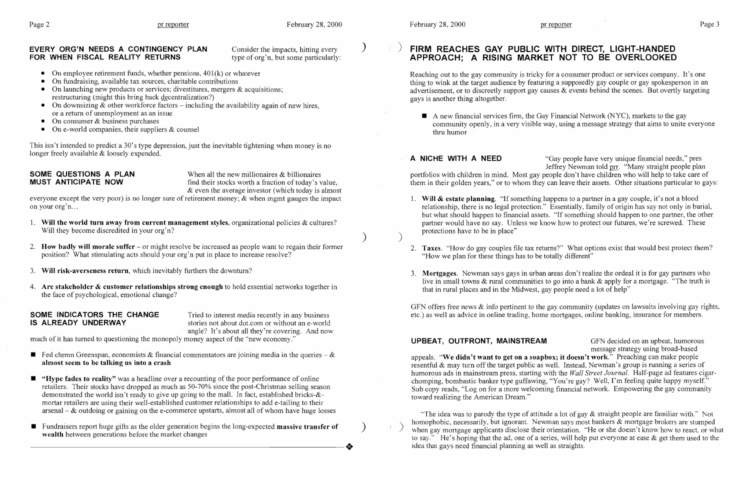## EVERY ORG'N NEEDS A CONTINGENCY PLAN FOR WHEN FISCAL REALITY RETURNS

Consider the impacts, hitting every type of org'n, but some particularly:

- On employee retirement funds, whether pensions, 401(k) or whatever
- On fundraising, available tax sources, charitable contributions
- On launching new products or services; divestitures, mergers & acquisitions; restructuring (might this bring back decentralization?)
- On downsizing & other workforce factors – including the availability again of new hires, or a return of unemployment as an issue
- On consumer & business purchases
- On e-world companies, their suppliers & counsel

This isn't intended to predict a 30's type depression, just the inevitable tightening when money is no longer freely available & loosely expended.

**SOME QUESTIONS A PLAN MUST ANTICIPATE NOW**

When all the new millionaires & billionaires find their stocks worth a fraction of today's value, & even the average investor (which today is almost everyone except the very poor) is no longer sure of retirement money; & when mgmt gauges the impact on your org'n...

1. **Will the world turn away from current management styles**, organizational policies & cultures? Will they become discredited in your org'n?
2. **How badly will morale suffer** – or might resolve be increased as people want to regain their former position? What stimulating acts should your org'n put in place to increase resolve?
3. **Will risk-averseness return**, which inevitably furthers the downturn?
4. **Are stakeholder & customer relationships strong enough** to hold essential networks together in the face of psychological, emotional change?

**SOME INDICATORS THE CHANGE IS ALREADY UNDERWAY**

Tried to interest media recently in any business stories not about dot.com or without an e-world angle? It's about all they're covering. And now much of it has turned to questioning the monopoly money aspect of the "new economy."

- Fed chrmn Greenspan, economists & financial commentators are joining media in the queries – & **almost seem to be talking us into a crash**
- **"Hype fades to reality"** was a headline over a recounting of the poor performance of online retailers. Their stocks have dropped as much as 50-70% since the post-Christmas selling season demonstrated the world isn't ready to give up going to the mall. In fact, established bricks-&-mortar retailers are using their well-established customer relationships to add e-tailing to their arsenal – & outdoing or gaining on the e-commerce upstarts, almost all of whom have huge losses
- Fundraisers report huge gifts as the older generation begins the long-expected **massive transfer of wealth** between generations before the market changes

## FIRM REACHES GAY PUBLIC WITH DIRECT, LIGHT-HANDED APPROACH; A RISING MARKET NOT TO BE OVERLOOKED

Reaching out to the gay community is tricky for a consumer product or services company. It's one thing to wink at the target audience by featuring a supposedly gay couple or gay spokesperson in an advertisement, or to discreetly support gay causes & events behind the scenes. But overtly targeting gays is another thing altogether.

- A new financial services firm, the Gay Financial Network (NYC), markets to the gay community openly, in a very visible way, using a message strategy that aims to unite everyone thru humor

**A NICHE WITH A NEED**

"Gay people have very unique financial needs," pres Jeffrey Newman told prr. "Many straight people plan portfolios with children in mind. Most gay people don't have children who will help to take care of them in their golden years," or to whom they can leave their assets. Other situations particular to gays:

1. **Will & estate planning.** "If something happens to a partner in a gay couple, it's not a blood relationship, there is no legal protection." Essentially, family of origin has say not only in burial, but what should happen to financial assets. "If something should happen to one partner, the other partner would have no say. Unless we know how to protect our futures, we're screwed. These protections have to be in place"
2. **Taxes.** "How do gay couples file tax returns?" What options exist that would best protect them? "How we plan for these things has to be totally different"
3. **Mortgages.** Newman says gays in urban areas don't realize the ordeal it is for gay partners who live in small towns & rural communities to go into a bank & apply for a mortgage. "The truth is that in rural places and in the Midwest, gay people need a lot of help"

GFN offers free news & info pertinent to the gay community (updates on lawsuits involving gay rights, etc.) as well as advice in online trading, home mortgages, online banking, insurance for members.

**UPBEAT, OUTFRONT, MAINSTREAM**

GFN decided on an upbeat, humorous message strategy using broad-based appeals. **"We didn't want to get on a soapbox; it doesn't work."** Preaching can make people resentful & may turn off the target public as well. Instead, Newman's group is running a series of humorous ads in mainstream press, starting with the *Wall Street Journal*. Half-page ad features cigar-chomping, bombastic banker type guffawing, "You're gay? Well, I'm feeling quite happy myself." Sub copy reads, "Log on for a more welcoming financial network. Empowering the gay community toward realizing the American Dream."

"The idea was to parody the type of attitude a lot of gay & straight people are familiar with." Not homophobic, necessarily, but ignorant. Newman says most bankers & mortgage brokers are stumped when gay mortgage applicants disclose their orientation. "He or she doesn't know how to react, or what to say." He's hoping that the ad, one of a series, will help put everyone at ease & get them used to the idea that gays need financial planning as well as straights.